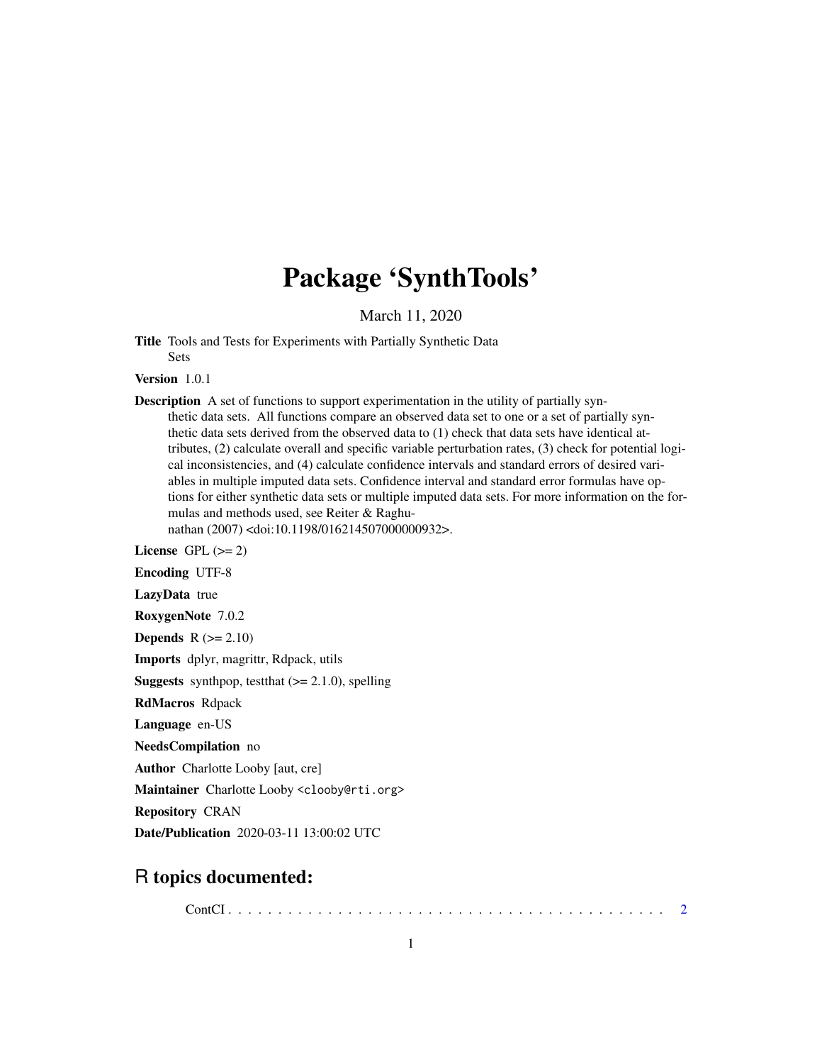# Package 'SynthTools'

March 11, 2020

**Title** Tools and Tests for Experiments with Partially Synthetic Data Sets

**Version** 1.0.1

**Description** A set of functions to support experimentation in the utility of partially synthetic data sets. All functions compare an observed data set to one or a set of partially synthetic data sets derived from the observed data to (1) check that data sets have identical attributes, (2) calculate overall and specific variable perturbation rates, (3) check for potential logical inconsistencies, and (4) calculate confidence intervals and standard errors of desired variables in multiple imputed data sets. Confidence interval and standard error formulas have options for either synthetic data sets or multiple imputed data sets. For more information on the formulas and methods used, see Reiter & Raghunathan (2007) <doi:10.1198/016214507000000932>.

**License** GPL (>= 2)

**Encoding** UTF-8

**LazyData** true

**RoxygenNote** 7.0.2

**Depends** R (>= 2.10)

**Imports** dplyr, magrittr, Rdpack, utils

**Suggests** synthpop, testthat (>= 2.1.0), spelling

**RdMacros** Rdpack

**Language** en-US

**NeedsCompilation** no

**Author** Charlotte Looby [aut, cre]

**Maintainer** Charlotte Looby <clooby@rti.org>

**Repository** CRAN

**Date/Publication** 2020-03-11 13:00:02 UTC

## R topics documented:

ContCI . . . . . . . . . . . . . . . . . . . . . . . . . . . . . . . . . . . . . . . . . . 2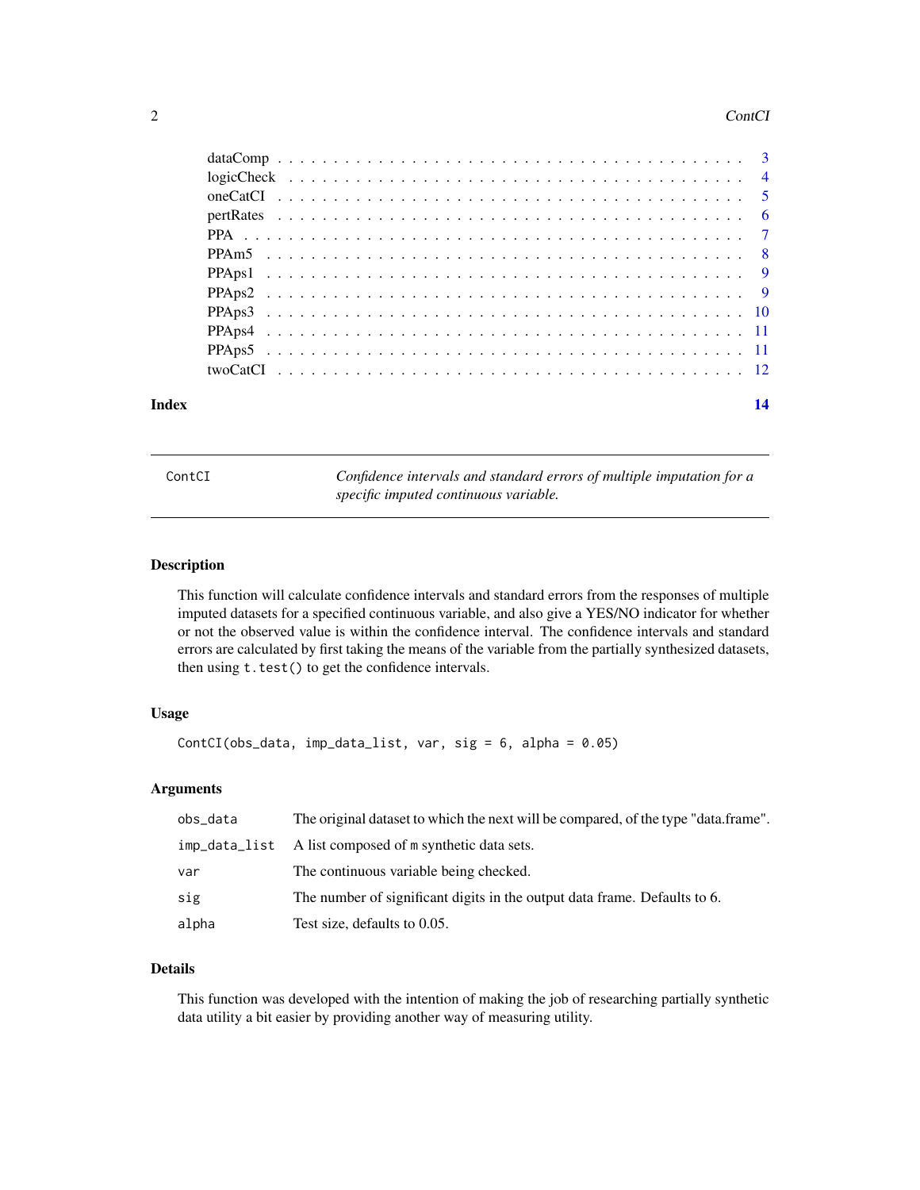| | |
|---|---|
| dataComp | 3 |
| logicCheck | 4 |
| oneCatCI | 5 |
| pertRates | 6 |
| PPA | 7 |
| PPAm5 | 8 |
| PPAps1 | 9 |
| PPAps2 | 9 |
| PPAps3 | 10 |
| PPAps4 | 11 |
| PPAps5 | 11 |
| twoCatCI | 12 |

**Index** **14**

---

`ContCI` *Confidence intervals and standard errors of multiple imputation for a specific imputed continuous variable.*

---

## Description

This function will calculate confidence intervals and standard errors from the responses of multiple imputed datasets for a specified continuous variable, and also give a YES/NO indicator for whether or not the observed value is within the confidence interval. The confidence intervals and standard errors are calculated by first taking the means of the variable from the partially synthesized datasets, then using `t.test()` to get the confidence intervals.

## Usage

```
ContCI(obs_data, imp_data_list, var, sig = 6, alpha = 0.05)
```

## Arguments

| | |
|---|---|
| `obs_data` | The original dataset to which the next will be compared, of the type "data.frame". |
| `imp_data_list` | A list composed of `m` synthetic data sets. |
| `var` | The continuous variable being checked. |
| `sig` | The number of significant digits in the output data frame. Defaults to 6. |
| `alpha` | Test size, defaults to 0.05. |

## Details

This function was developed with the intention of making the job of researching partially synthetic data utility a bit easier by providing another way of measuring utility.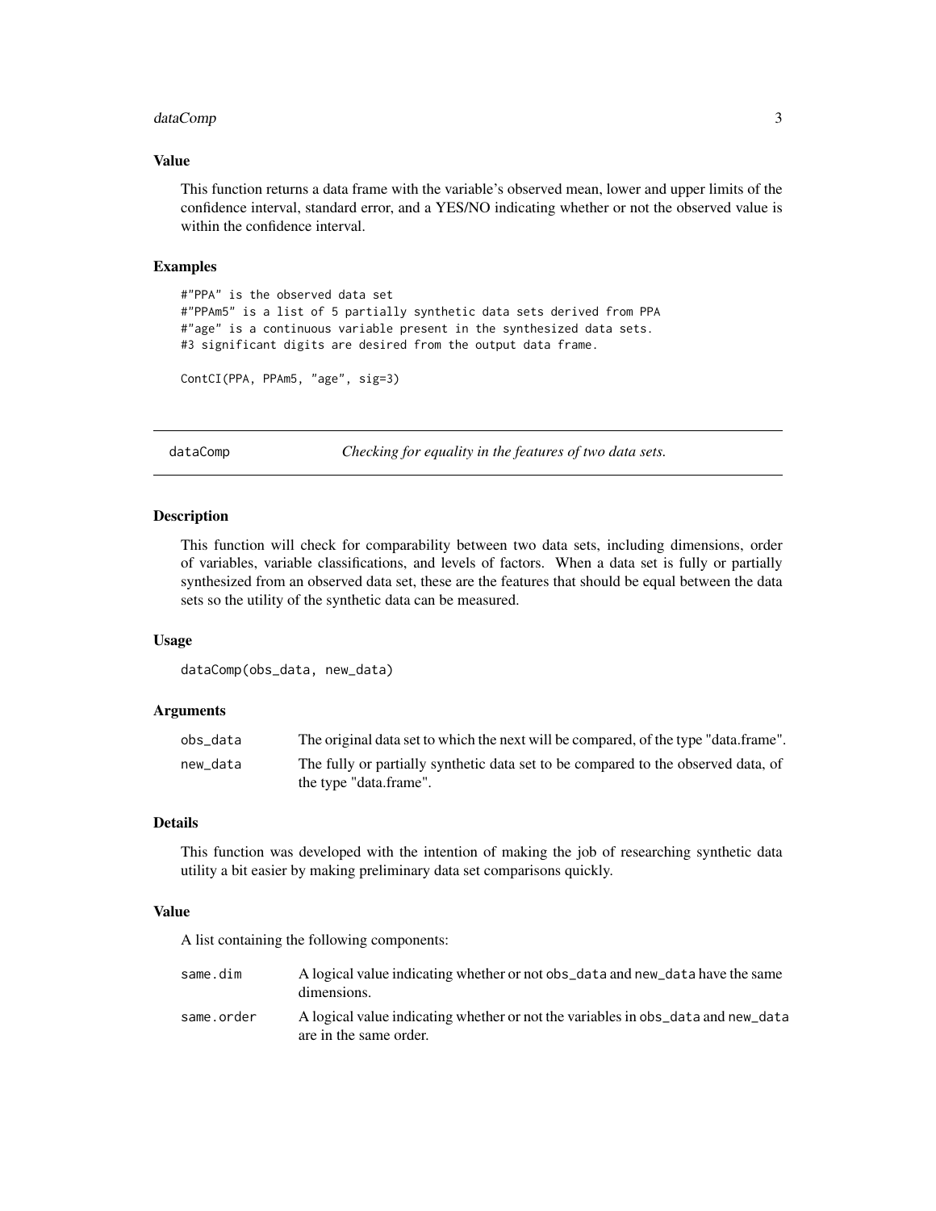### Value

This function returns a data frame with the variable's observed mean, lower and upper limits of the confidence interval, standard error, and a YES/NO indicating whether or not the observed value is within the confidence interval.

### Examples

```
#"PPA" is the observed data set
#"PPAm5" is a list of 5 partially synthetic data sets derived from PPA
#"age" is a continuous variable present in the synthesized data sets.
#3 significant digits are desired from the output data frame.

ContCI(PPA, PPAm5, "age", sig=3)
```

---

## dataComp — *Checking for equality in the features of two data sets.*

---

### Description

This function will check for comparability between two data sets, including dimensions, order of variables, variable classifications, and levels of factors. When a data set is fully or partially synthesized from an observed data set, these are the features that should be equal between the data sets so the utility of the synthetic data can be measured.

### Usage

```
dataComp(obs_data, new_data)
```

### Arguments

| | |
|---|---|
| `obs_data` | The original data set to which the next will be compared, of the type "data.frame". |
| `new_data` | The fully or partially synthetic data set to be compared to the observed data, of the type "data.frame". |

### Details

This function was developed with the intention of making the job of researching synthetic data utility a bit easier by making preliminary data set comparisons quickly.

### Value

A list containing the following components:

| | |
|---|---|
| `same.dim` | A logical value indicating whether or not `obs_data` and `new_data` have the same dimensions. |
| `same.order` | A logical value indicating whether or not the variables in `obs_data` and `new_data` are in the same order. |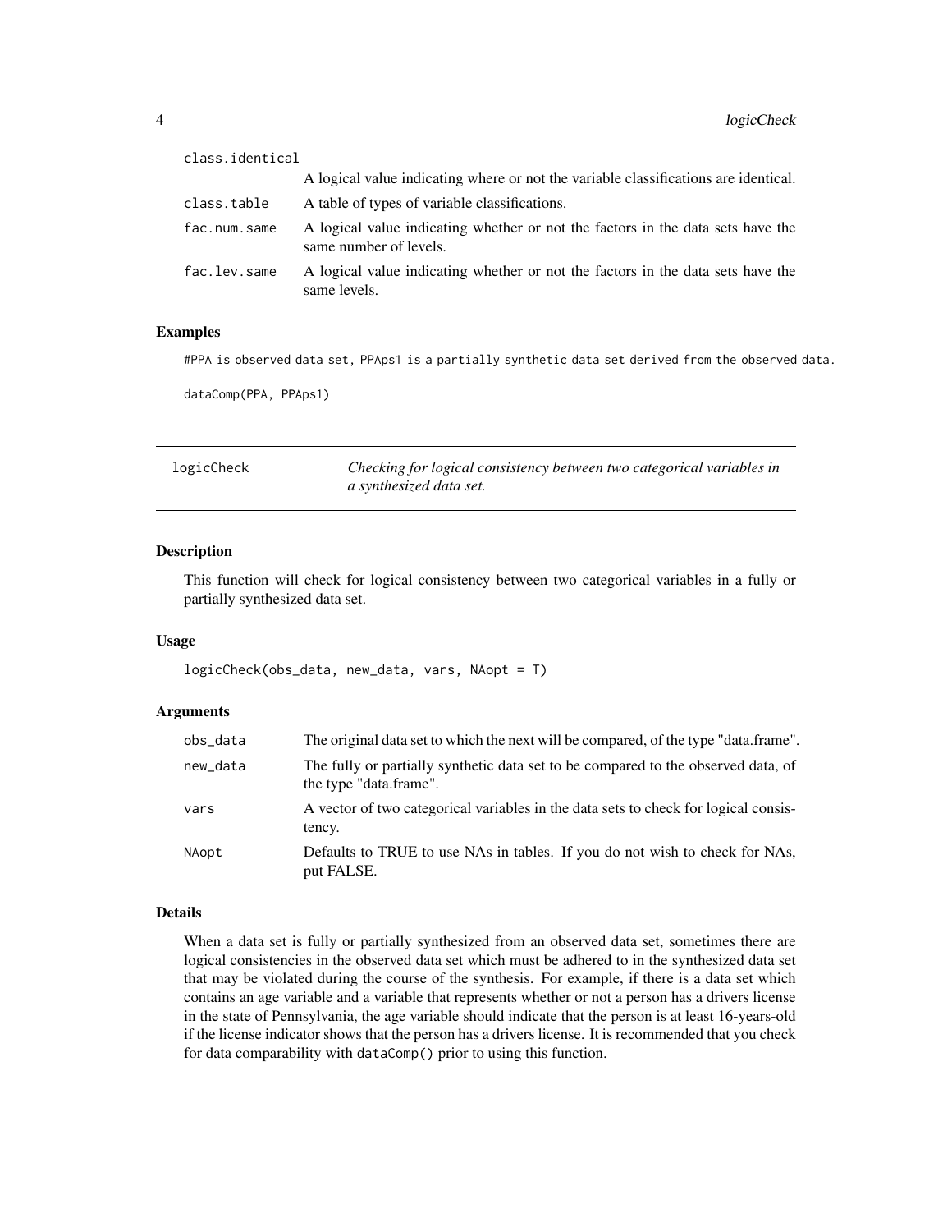| | |
|---|---|
| class.identical | A logical value indicating where or not the variable classifications are identical. |
| class.table | A table of types of variable classifications. |
| fac.num.same | A logical value indicating whether or not the factors in the data sets have the same number of levels. |
| fac.lev.same | A logical value indicating whether or not the factors in the data sets have the same levels. |

### Examples

```
#PPA is observed data set, PPAps1 is a partially synthetic data set derived from the observed data.

dataComp(PPA, PPAps1)
```

---

## logicCheck — *Checking for logical consistency between two categorical variables in a synthesized data set.*

---

### Description

This function will check for logical consistency between two categorical variables in a fully or partially synthesized data set.

### Usage

```
logicCheck(obs_data, new_data, vars, NAopt = T)
```

### Arguments

| | |
|---|---|
| obs_data | The original data set to which the next will be compared, of the type "data.frame". |
| new_data | The fully or partially synthetic data set to be compared to the observed data, of the type "data.frame". |
| vars | A vector of two categorical variables in the data sets to check for logical consistency. |
| NAopt | Defaults to TRUE to use NAs in tables. If you do not wish to check for NAs, put FALSE. |

### Details

When a data set is fully or partially synthesized from an observed data set, sometimes there are logical consistencies in the observed data set which must be adhered to in the synthesized data set that may be violated during the course of the synthesis. For example, if there is a data set which contains an age variable and a variable that represents whether or not a person has a drivers license in the state of Pennsylvania, the age variable should indicate that the person is at least 16-years-old if the license indicator shows that the person has a drivers license. It is recommended that you check for data comparability with `dataComp()` prior to using this function.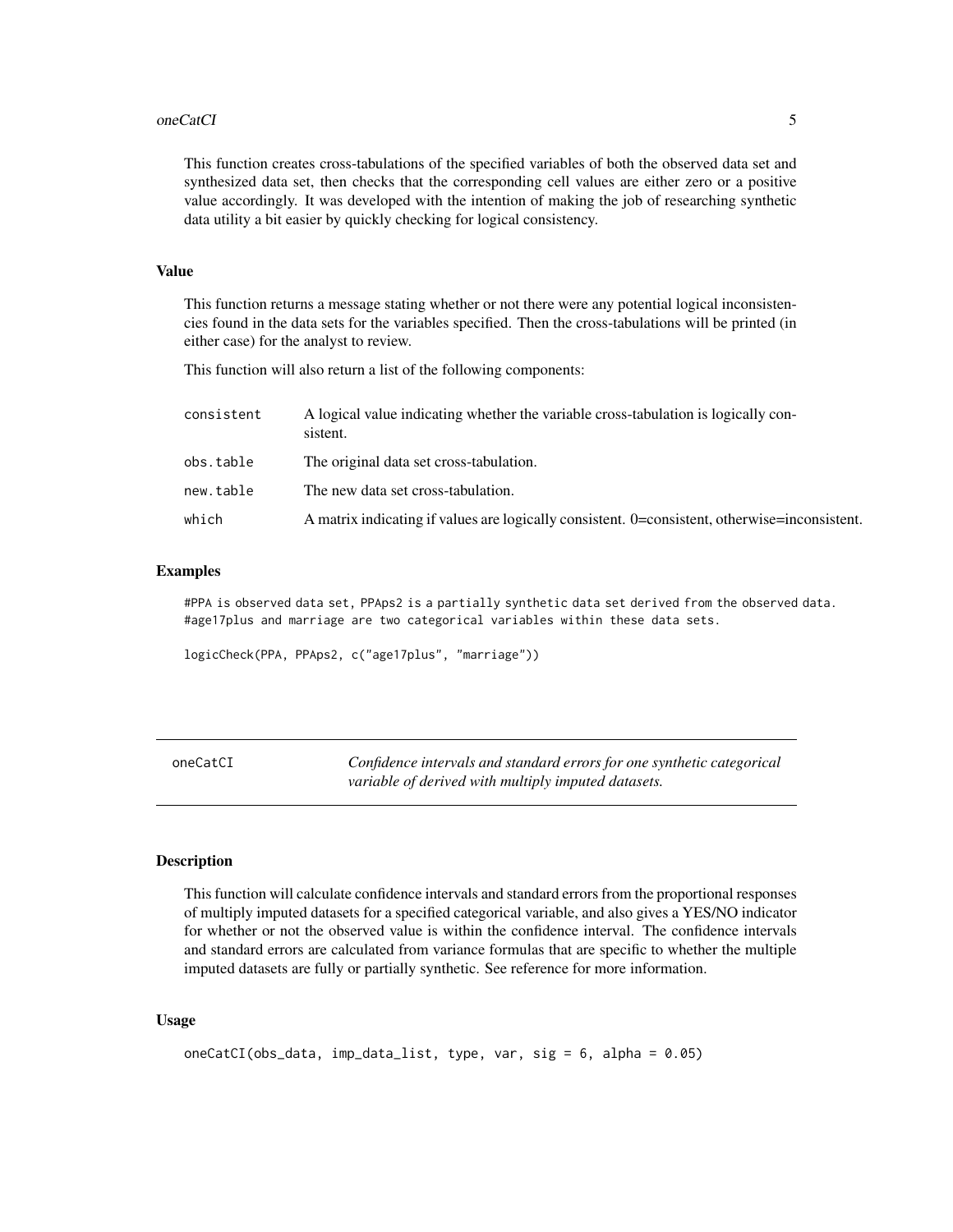This function creates cross-tabulations of the specified variables of both the observed data set and synthesized data set, then checks that the corresponding cell values are either zero or a positive value accordingly. It was developed with the intention of making the job of researching synthetic data utility a bit easier by quickly checking for logical consistency.

### Value

This function returns a message stating whether or not there were any potential logical inconsistencies found in the data sets for the variables specified. Then the cross-tabulations will be printed (in either case) for the analyst to review.

This function will also return a list of the following components:

| | |
|---|---|
| `consistent` | A logical value indicating whether the variable cross-tabulation is logically consistent. |
| `obs.table` | The original data set cross-tabulation. |
| `new.table` | The new data set cross-tabulation. |
| `which` | A matrix indicating if values are logically consistent. 0=consistent, otherwise=inconsistent. |

### Examples

```
#PPA is observed data set, PPAps2 is a partially synthetic data set derived from the observed data.
#age17plus and marriage are two categorical variables within these data sets.

logicCheck(PPA, PPAps2, c("age17plus", "marriage"))
```

---

## oneCatCI — *Confidence intervals and standard errors for one synthetic categorical variable of derived with multiply imputed datasets.*

### Description

This function will calculate confidence intervals and standard errors from the proportional responses of multiply imputed datasets for a specified categorical variable, and also gives a YES/NO indicator for whether or not the observed value is within the confidence interval. The confidence intervals and standard errors are calculated from variance formulas that are specific to whether the multiple imputed datasets are fully or partially synthetic. See reference for more information.

### Usage

```
oneCatCI(obs_data, imp_data_list, type, var, sig = 6, alpha = 0.05)
```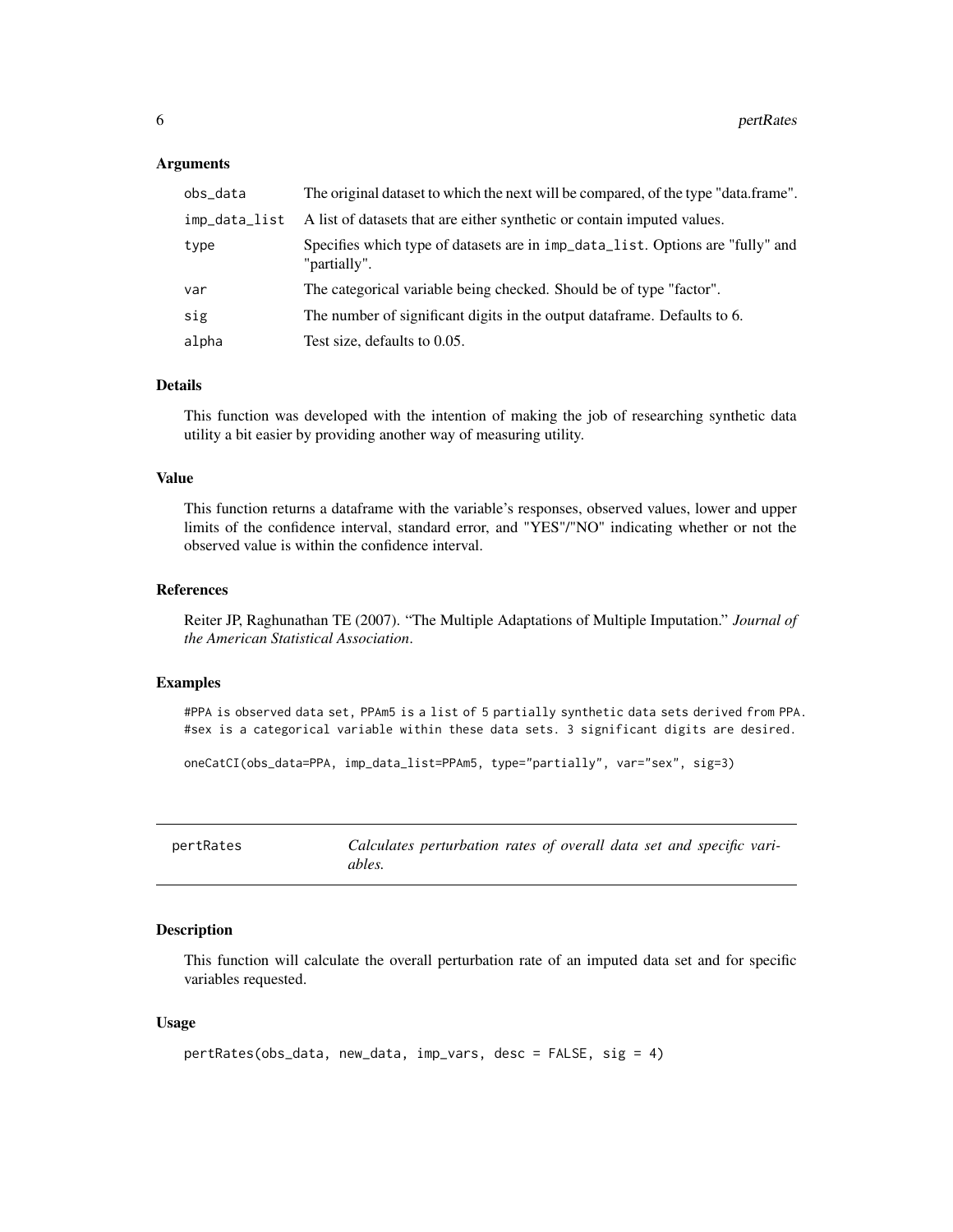### Arguments

| | |
|---|---|
| obs_data | The original dataset to which the next will be compared, of the type "data.frame". |
| imp_data_list | A list of datasets that are either synthetic or contain imputed values. |
| type | Specifies which type of datasets are in imp_data_list. Options are "fully" and "partially". |
| var | The categorical variable being checked. Should be of type "factor". |
| sig | The number of significant digits in the output dataframe. Defaults to 6. |
| alpha | Test size, defaults to 0.05. |

### Details

This function was developed with the intention of making the job of researching synthetic data utility a bit easier by providing another way of measuring utility.

### Value

This function returns a dataframe with the variable's responses, observed values, lower and upper limits of the confidence interval, standard error, and "YES"/"NO" indicating whether or not the observed value is within the confidence interval.

### References

Reiter JP, Raghunathan TE (2007). "The Multiple Adaptations of Multiple Imputation." *Journal of the American Statistical Association*.

### Examples

```
#PPA is observed data set, PPAm5 is a list of 5 partially synthetic data sets derived from PPA.
#sex is a categorical variable within these data sets. 3 significant digits are desired.

oneCatCI(obs_data=PPA, imp_data_list=PPAm5, type="partially", var="sex", sig=3)
```

---

## pertRates *Calculates perturbation rates of overall data set and specific variables.*

---

### Description

This function will calculate the overall perturbation rate of an imputed data set and for specific variables requested.

### Usage

```
pertRates(obs_data, new_data, imp_vars, desc = FALSE, sig = 4)
```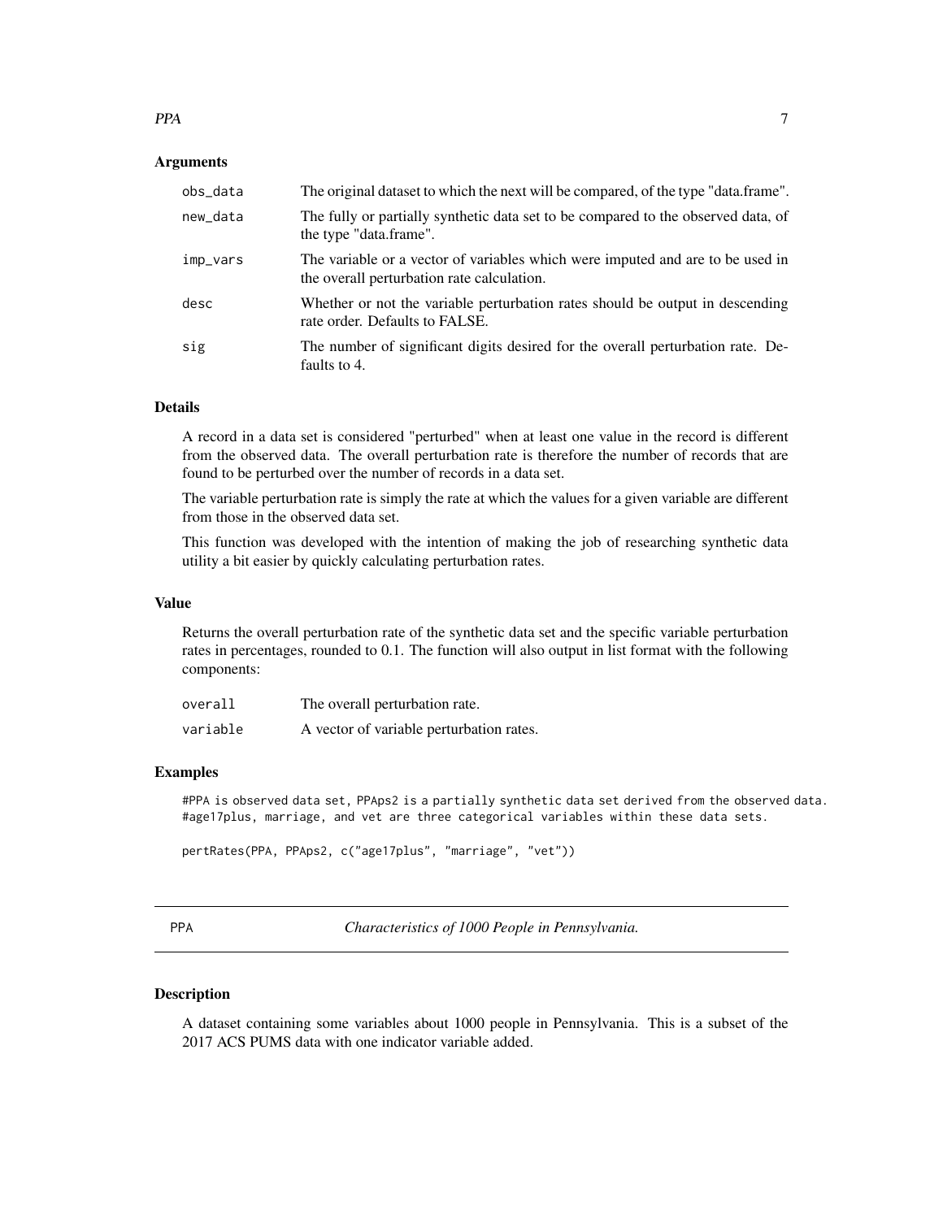### Arguments

| | |
|---|---|
| obs_data | The original dataset to which the next will be compared, of the type "data.frame". |
| new_data | The fully or partially synthetic data set to be compared to the observed data, of the type "data.frame". |
| imp_vars | The variable or a vector of variables which were imputed and are to be used in the overall perturbation rate calculation. |
| desc | Whether or not the variable perturbation rates should be output in descending rate order. Defaults to FALSE. |
| sig | The number of significant digits desired for the overall perturbation rate. Defaults to 4. |

### Details

A record in a data set is considered "perturbed" when at least one value in the record is different from the observed data. The overall perturbation rate is therefore the number of records that are found to be perturbed over the number of records in a data set.

The variable perturbation rate is simply the rate at which the values for a given variable are different from those in the observed data set.

This function was developed with the intention of making the job of researching synthetic data utility a bit easier by quickly calculating perturbation rates.

### Value

Returns the overall perturbation rate of the synthetic data set and the specific variable perturbation rates in percentages, rounded to 0.1. The function will also output in list format with the following components:

| | |
|---|---|
| overall | The overall perturbation rate. |
| variable | A vector of variable perturbation rates. |

### Examples

```
#PPA is observed data set, PPAps2 is a partially synthetic data set derived from the observed data.
#age17plus, marriage, and vet are three categorical variables within these data sets.

pertRates(PPA, PPAps2, c("age17plus", "marriage", "vet"))
```

## PPA    *Characteristics of 1000 People in Pennsylvania.*

### Description

A dataset containing some variables about 1000 people in Pennsylvania. This is a subset of the 2017 ACS PUMS data with one indicator variable added.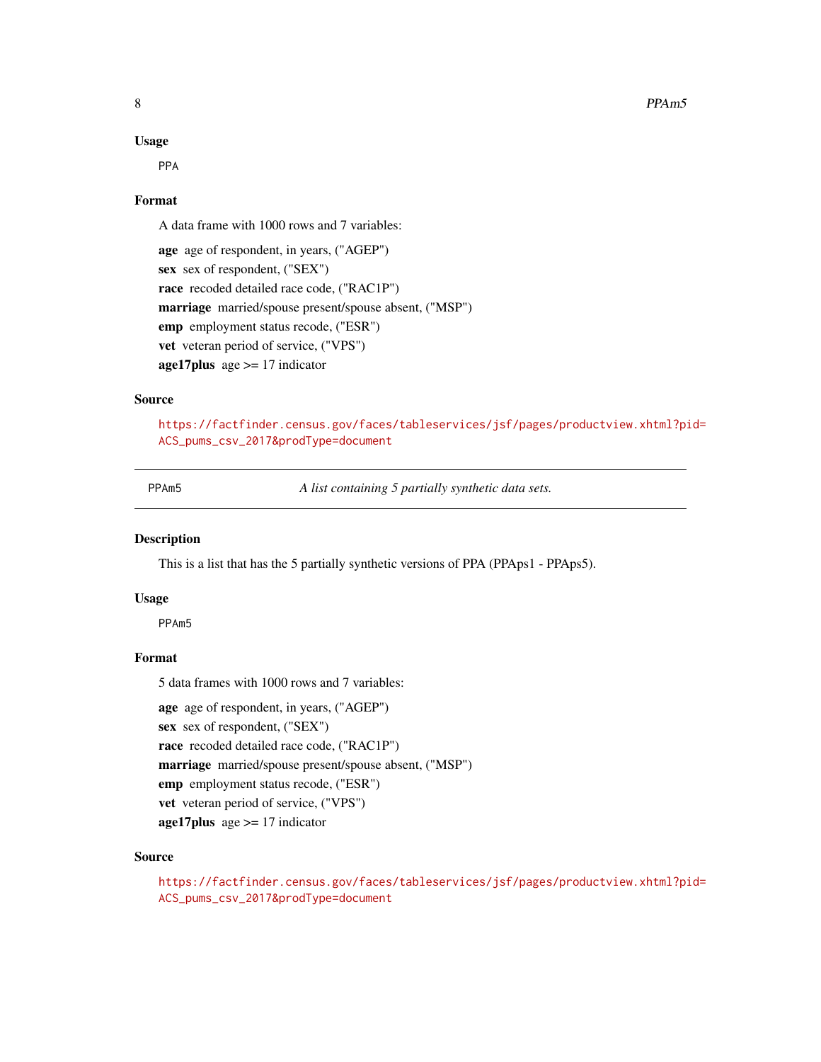### Usage

```
PPA
```

### Format

A data frame with 1000 rows and 7 variables:

**age** age of respondent, in years, ("AGEP")
**sex** sex of respondent, ("SEX")
**race** recoded detailed race code, ("RAC1P")
**marriage** married/spouse present/spouse absent, ("MSP")
**emp** employment status recode, ("ESR")
**vet** veteran period of service, ("VPS")
**age17plus** age >= 17 indicator

### Source

https://factfinder.census.gov/faces/tableservices/jsf/pages/productview.xhtml?pid=ACS_pums_csv_2017&prodType=document

---

## PPAm5 — *A list containing 5 partially synthetic data sets.*

### Description

This is a list that has the 5 partially synthetic versions of PPA (PPAps1 - PPAps5).

### Usage

```
PPAm5
```

### Format

5 data frames with 1000 rows and 7 variables:

**age** age of respondent, in years, ("AGEP")
**sex** sex of respondent, ("SEX")
**race** recoded detailed race code, ("RAC1P")
**marriage** married/spouse present/spouse absent, ("MSP")
**emp** employment status recode, ("ESR")
**vet** veteran period of service, ("VPS")
**age17plus** age >= 17 indicator

### Source

https://factfinder.census.gov/faces/tableservices/jsf/pages/productview.xhtml?pid=ACS_pums_csv_2017&prodType=document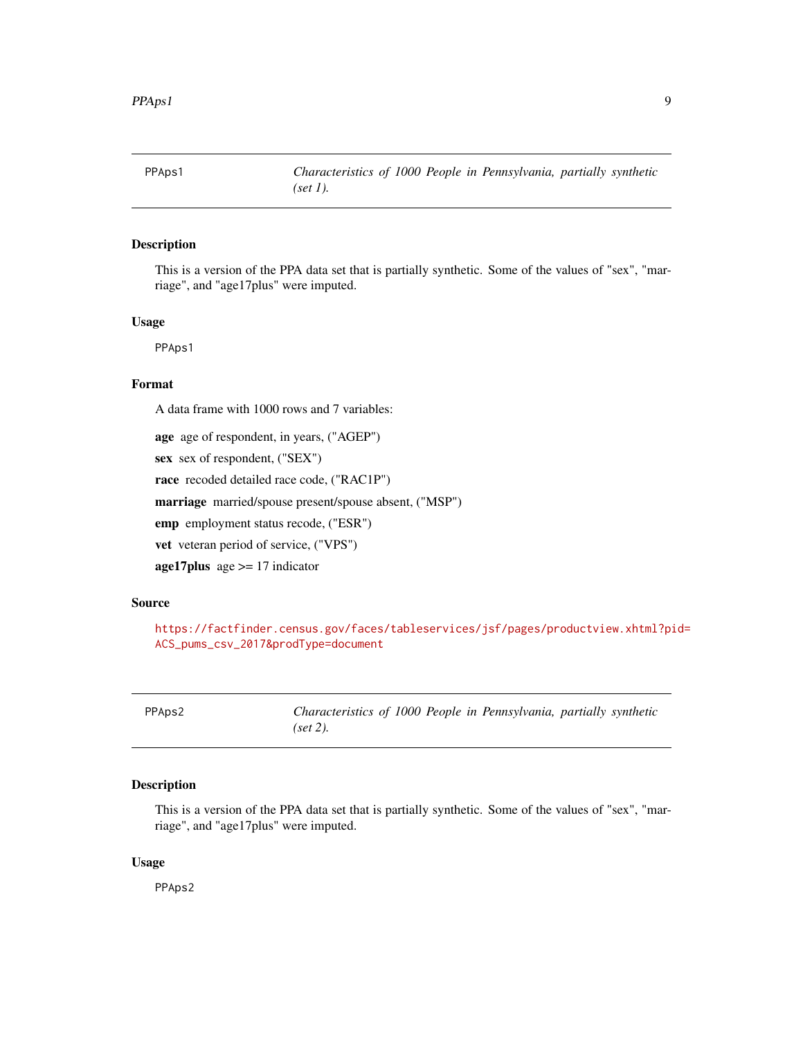## PPAps1 — *Characteristics of 1000 People in Pennsylvania, partially synthetic (set 1).*

### Description

This is a version of the PPA data set that is partially synthetic. Some of the values of "sex", "marriage", and "age17plus" were imputed.

### Usage

```
PPAps1
```

### Format

A data frame with 1000 rows and 7 variables:

- **age** age of respondent, in years, ("AGEP")
- **sex** sex of respondent, ("SEX")
- **race** recoded detailed race code, ("RAC1P")
- **marriage** married/spouse present/spouse absent, ("MSP")
- **emp** employment status recode, ("ESR")
- **vet** veteran period of service, ("VPS")
- **age17plus** age >= 17 indicator

### Source

https://factfinder.census.gov/faces/tableservices/jsf/pages/productview.xhtml?pid=ACS_pums_csv_2017&prodType=document

## PPAps2 — *Characteristics of 1000 People in Pennsylvania, partially synthetic (set 2).*

### Description

This is a version of the PPA data set that is partially synthetic. Some of the values of "sex", "marriage", and "age17plus" were imputed.

### Usage

```
PPAps2
```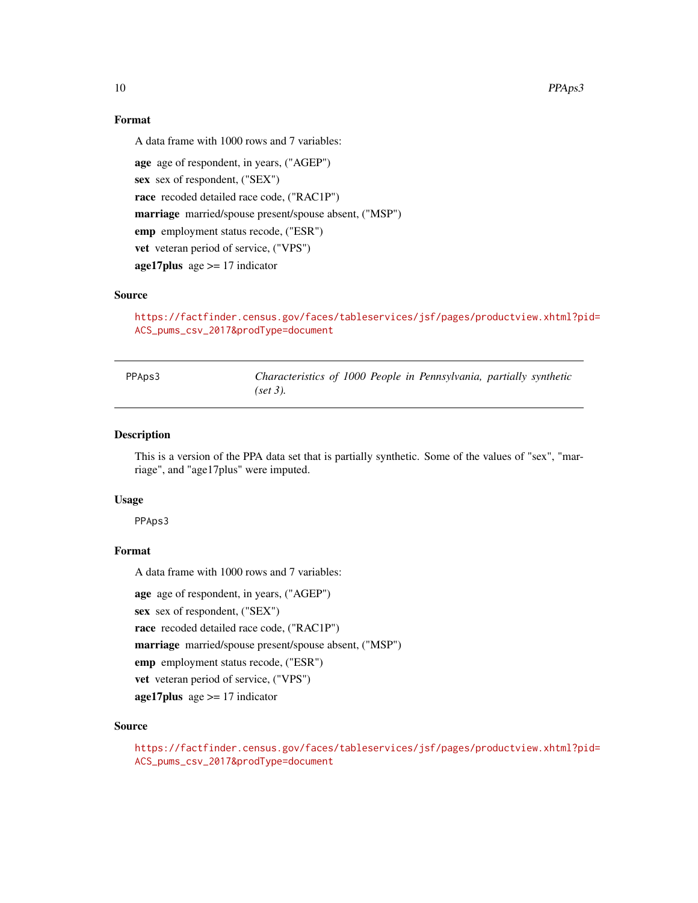### Format

A data frame with 1000 rows and 7 variables:

**age** age of respondent, in years, ("AGEP")

**sex** sex of respondent, ("SEX")

**race** recoded detailed race code, ("RAC1P")

**marriage** married/spouse present/spouse absent, ("MSP")

**emp** employment status recode, ("ESR")

**vet** veteran period of service, ("VPS")

**age17plus** age >= 17 indicator

### Source

https://factfinder.census.gov/faces/tableservices/jsf/pages/productview.xhtml?pid=ACS_pums_csv_2017&prodType=document

---

## PPAps3 — *Characteristics of 1000 People in Pennsylvania, partially synthetic (set 3).*

---

### Description

This is a version of the PPA data set that is partially synthetic. Some of the values of "sex", "marriage", and "age17plus" were imputed.

### Usage

```
PPAps3
```

### Format

A data frame with 1000 rows and 7 variables:

**age** age of respondent, in years, ("AGEP")

**sex** sex of respondent, ("SEX")

**race** recoded detailed race code, ("RAC1P")

**marriage** married/spouse present/spouse absent, ("MSP")

**emp** employment status recode, ("ESR")

**vet** veteran period of service, ("VPS")

**age17plus** age >= 17 indicator

### Source

https://factfinder.census.gov/faces/tableservices/jsf/pages/productview.xhtml?pid=ACS_pums_csv_2017&prodType=document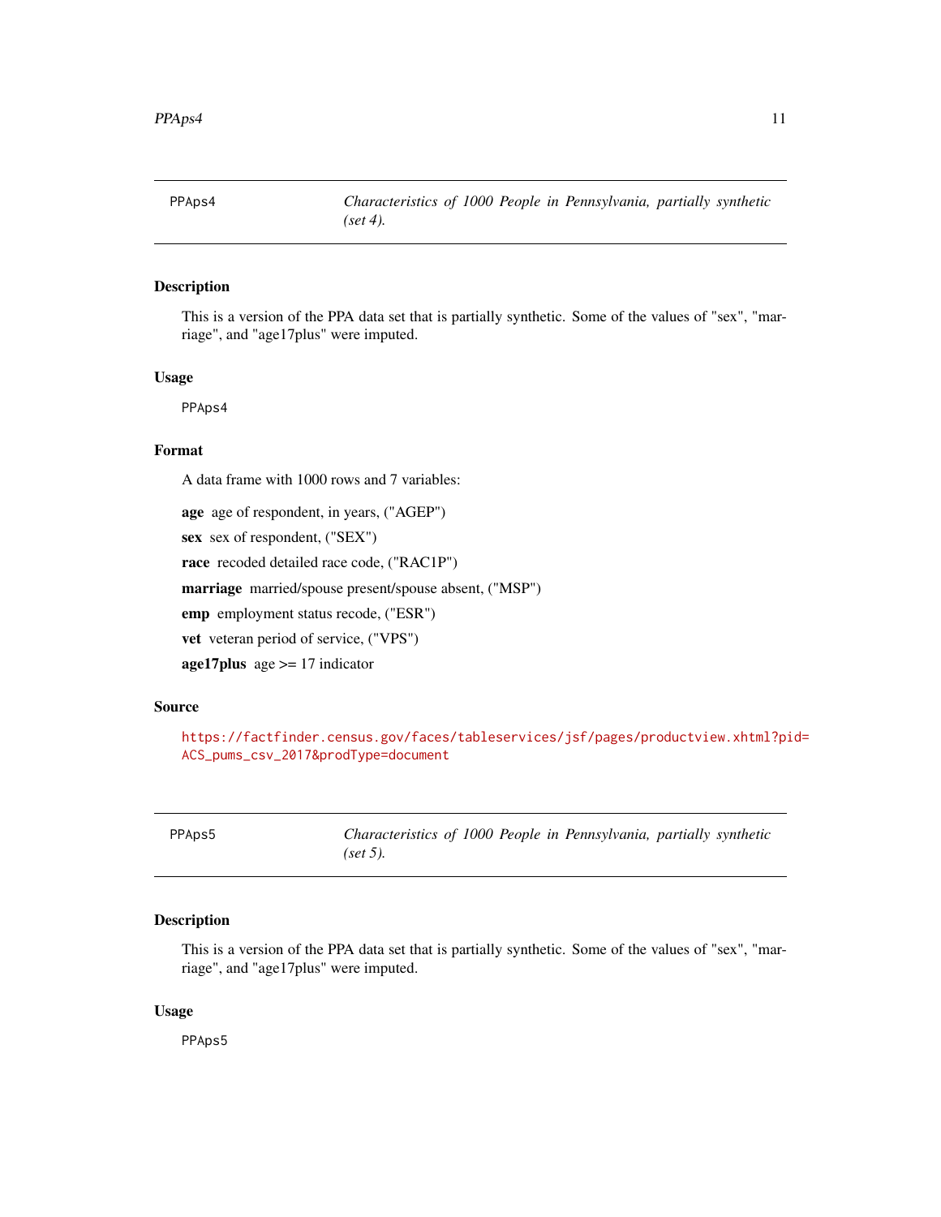## PPAps4 — *Characteristics of 1000 People in Pennsylvania, partially synthetic (set 4).*

### Description

This is a version of the PPA data set that is partially synthetic. Some of the values of "sex", "marriage", and "age17plus" were imputed.

### Usage

```
PPAps4
```

### Format

A data frame with 1000 rows and 7 variables:

- **age** age of respondent, in years, ("AGEP")
- **sex** sex of respondent, ("SEX")
- **race** recoded detailed race code, ("RAC1P")
- **marriage** married/spouse present/spouse absent, ("MSP")
- **emp** employment status recode, ("ESR")
- **vet** veteran period of service, ("VPS")
- **age17plus** age >= 17 indicator

### Source

https://factfinder.census.gov/faces/tableservices/jsf/pages/productview.xhtml?pid=ACS_pums_csv_2017&prodType=document

## PPAps5 — *Characteristics of 1000 People in Pennsylvania, partially synthetic (set 5).*

### Description

This is a version of the PPA data set that is partially synthetic. Some of the values of "sex", "marriage", and "age17plus" were imputed.

### Usage

```
PPAps5
```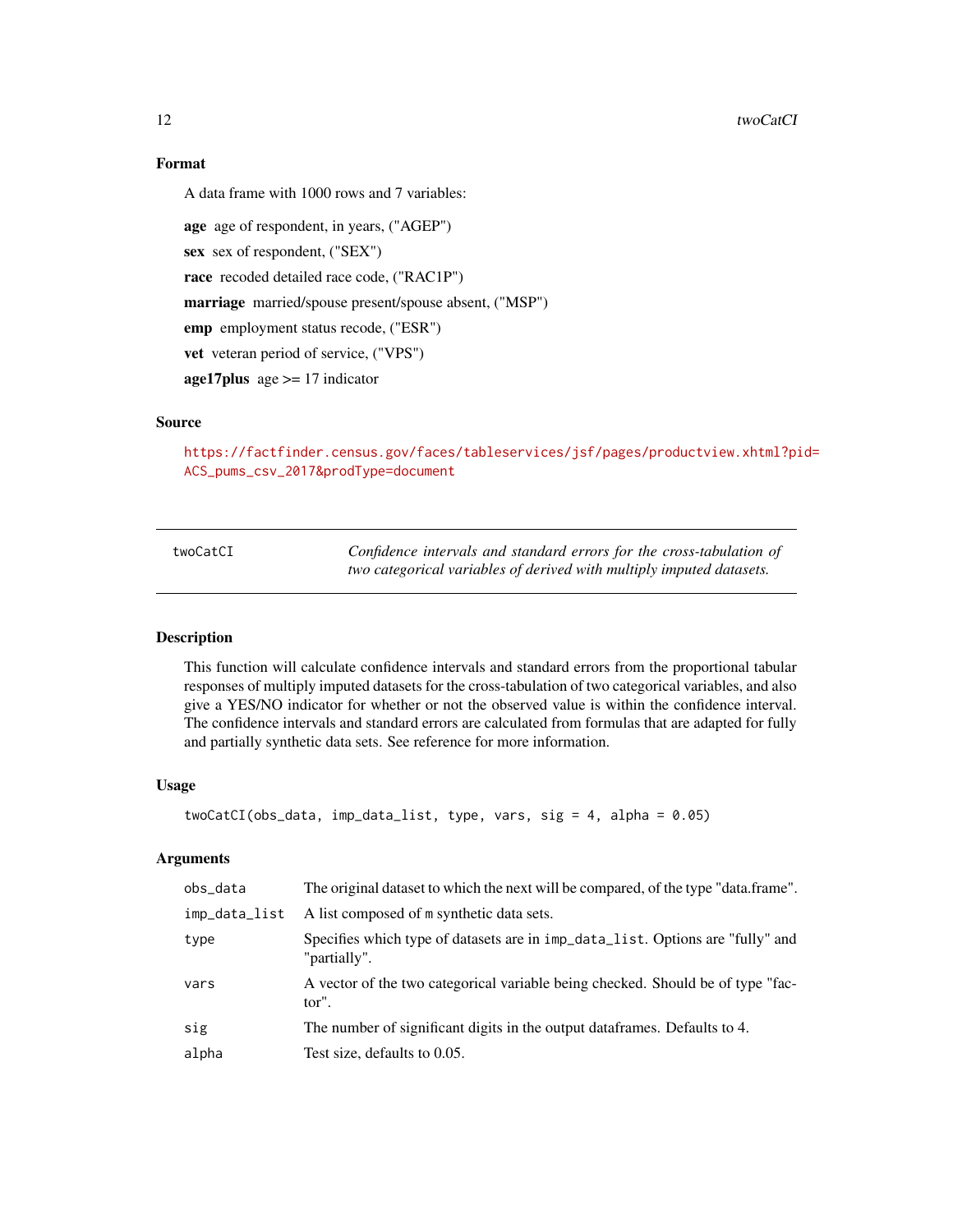## Format

A data frame with 1000 rows and 7 variables:

**age** age of respondent, in years, ("AGEP")

**sex** sex of respondent, ("SEX")

**race** recoded detailed race code, ("RAC1P")

**marriage** married/spouse present/spouse absent, ("MSP")

**emp** employment status recode, ("ESR")

**vet** veteran period of service, ("VPS")

**age17plus** age >= 17 indicator

## Source

https://factfinder.census.gov/faces/tableservices/jsf/pages/productview.xhtml?pid=ACS_pums_csv_2017&prodType=document

---

| twoCatCI | *Confidence intervals and standard errors for the cross-tabulation of two categorical variables of derived with multiply imputed datasets.* |
|---|---|

---

## Description

This function will calculate confidence intervals and standard errors from the proportional tabular responses of multiply imputed datasets for the cross-tabulation of two categorical variables, and also give a YES/NO indicator for whether or not the observed value is within the confidence interval. The confidence intervals and standard errors are calculated from formulas that are adapted for fully and partially synthetic data sets. See reference for more information.

## Usage

```
twoCatCI(obs_data, imp_data_list, type, vars, sig = 4, alpha = 0.05)
```

## Arguments

| | |
|---|---|
| `obs_data` | The original dataset to which the next will be compared, of the type "data.frame". |
| `imp_data_list` | A list composed of `m` synthetic data sets. |
| `type` | Specifies which type of datasets are in `imp_data_list`. Options are "fully" and "partially". |
| `vars` | A vector of the two categorical variable being checked. Should be of type "factor". |
| `sig` | The number of significant digits in the output dataframes. Defaults to 4. |
| `alpha` | Test size, defaults to 0.05. |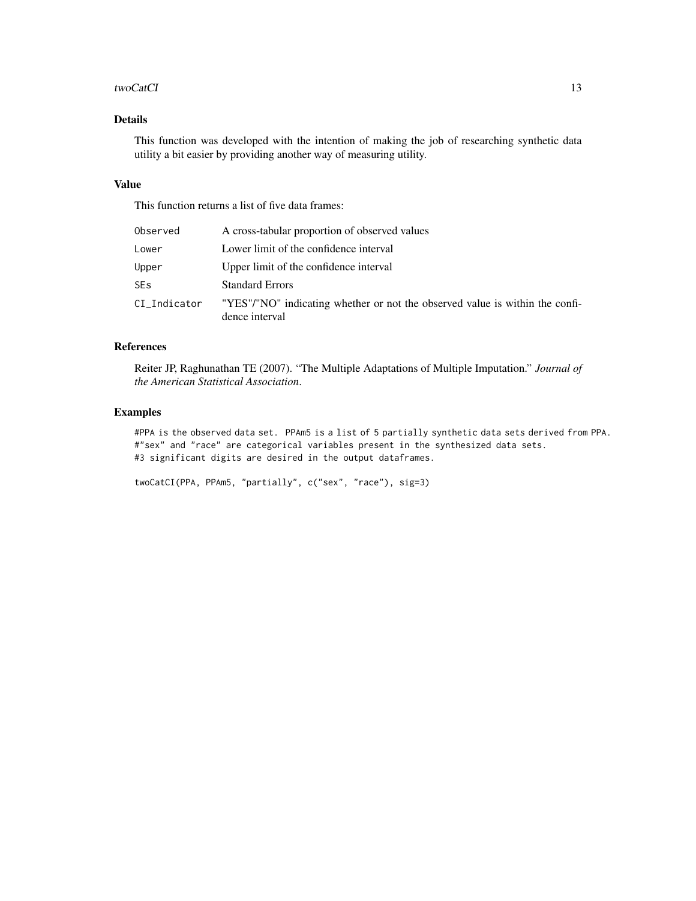## Details

This function was developed with the intention of making the job of researching synthetic data utility a bit easier by providing another way of measuring utility.

## Value

This function returns a list of five data frames:

| | |
|---|---|
| `Observed` | A cross-tabular proportion of observed values |
| `Lower` | Lower limit of the confidence interval |
| `Upper` | Upper limit of the confidence interval |
| `SEs` | Standard Errors |
| `CI_Indicator` | "YES"/"NO" indicating whether or not the observed value is within the confidence interval |

## References

Reiter JP, Raghunathan TE (2007). "The Multiple Adaptations of Multiple Imputation." *Journal of the American Statistical Association*.

## Examples

```
#PPA is the observed data set.  PPAm5 is a list of 5 partially synthetic data sets derived from PPA.
#"sex" and "race" are categorical variables present in the synthesized data sets.
#3 significant digits are desired in the output dataframes.

twoCatCI(PPA, PPAm5, "partially", c("sex", "race"), sig=3)
```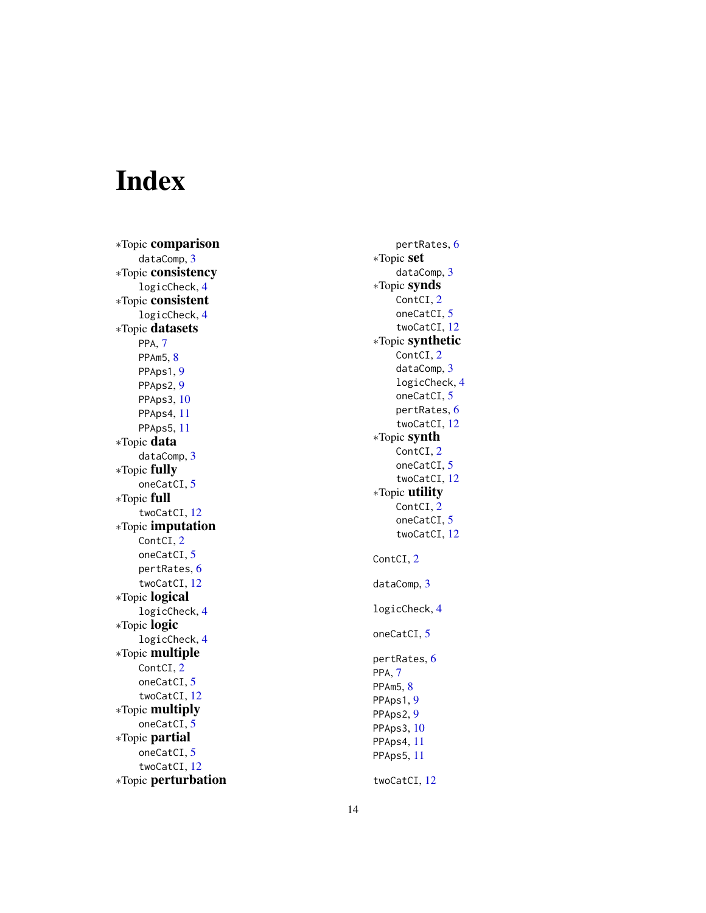# Index

*Topic **comparison**
 dataComp, 3
*Topic **consistency**
 logicCheck, 4
*Topic **consistent**
 logicCheck, 4
*Topic **datasets**
 PPA, 7
 PPAm5, 8
 PPAps1, 9
 PPAps2, 9
 PPAps3, 10
 PPAps4, 11
 PPAps5, 11
*Topic **data**
 dataComp, 3
*Topic **fully**
 oneCatCI, 5
*Topic **full**
 twoCatCI, 12
*Topic **imputation**
 ContCI, 2
 oneCatCI, 5
 pertRates, 6
 twoCatCI, 12
*Topic **logical**
 logicCheck, 4
*Topic **logic**
 logicCheck, 4
*Topic **multiple**
 ContCI, 2
 oneCatCI, 5
 twoCatCI, 12
*Topic **multiply**
 oneCatCI, 5
*Topic **partial**
 oneCatCI, 5
 twoCatCI, 12
*Topic **perturbation**
 pertRates, 6
*Topic **set**
 dataComp, 3
*Topic **synds**
 ContCI, 2
 oneCatCI, 5
 twoCatCI, 12
*Topic **synthetic**
 ContCI, 2
 dataComp, 3
 logicCheck, 4
 oneCatCI, 5
 pertRates, 6
 twoCatCI, 12
*Topic **synth**
 ContCI, 2
 oneCatCI, 5
 twoCatCI, 12
*Topic **utility**
 ContCI, 2
 oneCatCI, 5
 twoCatCI, 12

ContCI, 2

dataComp, 3

logicCheck, 4

oneCatCI, 5

pertRates, 6
PPA, 7
PPAm5, 8
PPAps1, 9
PPAps2, 9
PPAps3, 10
PPAps4, 11
PPAps5, 11

twoCatCI, 12